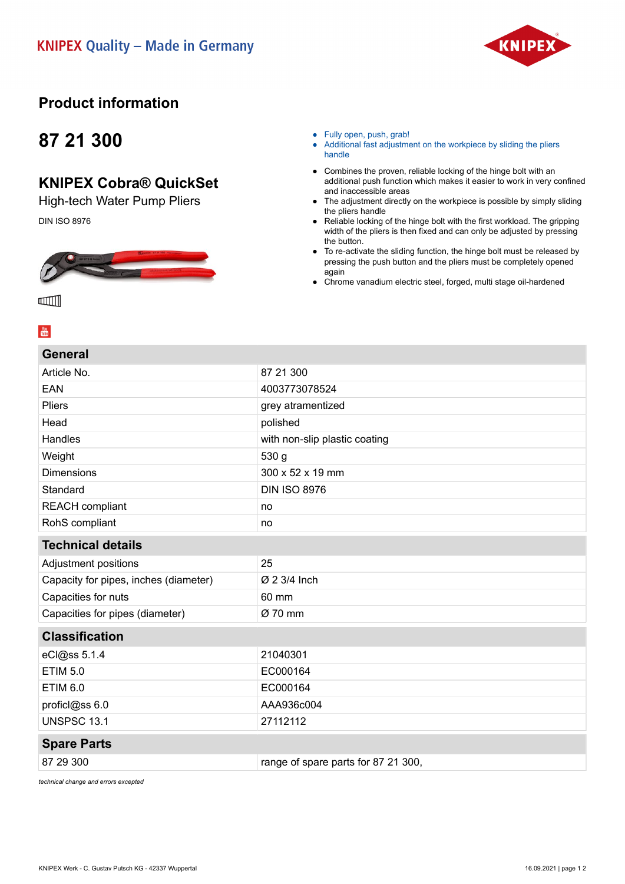KNIPEX Quality – Made in Germany

# Product information

## 87 21 300

## KNIPEX Cobra® QuickSet

High-tech Water Pump Pliers

DIN ISO 8976

- Fully open, push, grab!
- Additional fast adjustment on the workpiece by sliding the pliers handle

- Combines the proven, reliable locking of the hinge bolt with an additional push function which makes it easier to work in very confined and inaccessible areas
- The adjustment directly on the workpiece is possible by simply sliding the pliers handle
- Reliable locking of the hinge bolt with the first workload. The gripping width of the pliers is then fixed and can only be adjusted by pressing the button.
- To re-activate the sliding function, the hinge bolt must be released by pressing the push button and the pliers must be completely opened again
- Chrome vanadium electric steel, forged, multi stage oil-hardened

| General | |
|---|---|
| Article No. | 87 21 300 |
| EAN | 4003773078524 |
| Pliers | grey atramentized |
| Head | polished |
| Handles | with non-slip plastic coating |
| Weight | 530 g |
| Dimensions | 300 x 52 x 19 mm |
| Standard | DIN ISO 8976 |
| REACH compliant | no |
| RohS compliant | no |

| Technical details | |
|---|---|
| Adjustment positions | 25 |
| Capacity for pipes, inches (diameter) | Ø 2 3/4 Inch |
| Capacities for nuts | 60 mm |
| Capacities for pipes (diameter) | Ø 70 mm |

| Classification | |
|---|---|
| eCl@ss 5.1.4 | 21040301 |
| ETIM 5.0 | EC000164 |
| ETIM 6.0 | EC000164 |
| proficl@ss 6.0 | AAA936c004 |
| UNSPSC 13.1 | 27112112 |

| Spare Parts | |
|---|---|
| 87 29 300 | range of spare parts for 87 21 300, |

*technical change and errors excepted*

KNIPEX Werk - C. Gustav Putsch KG - 42337 Wuppertal

16.09.2021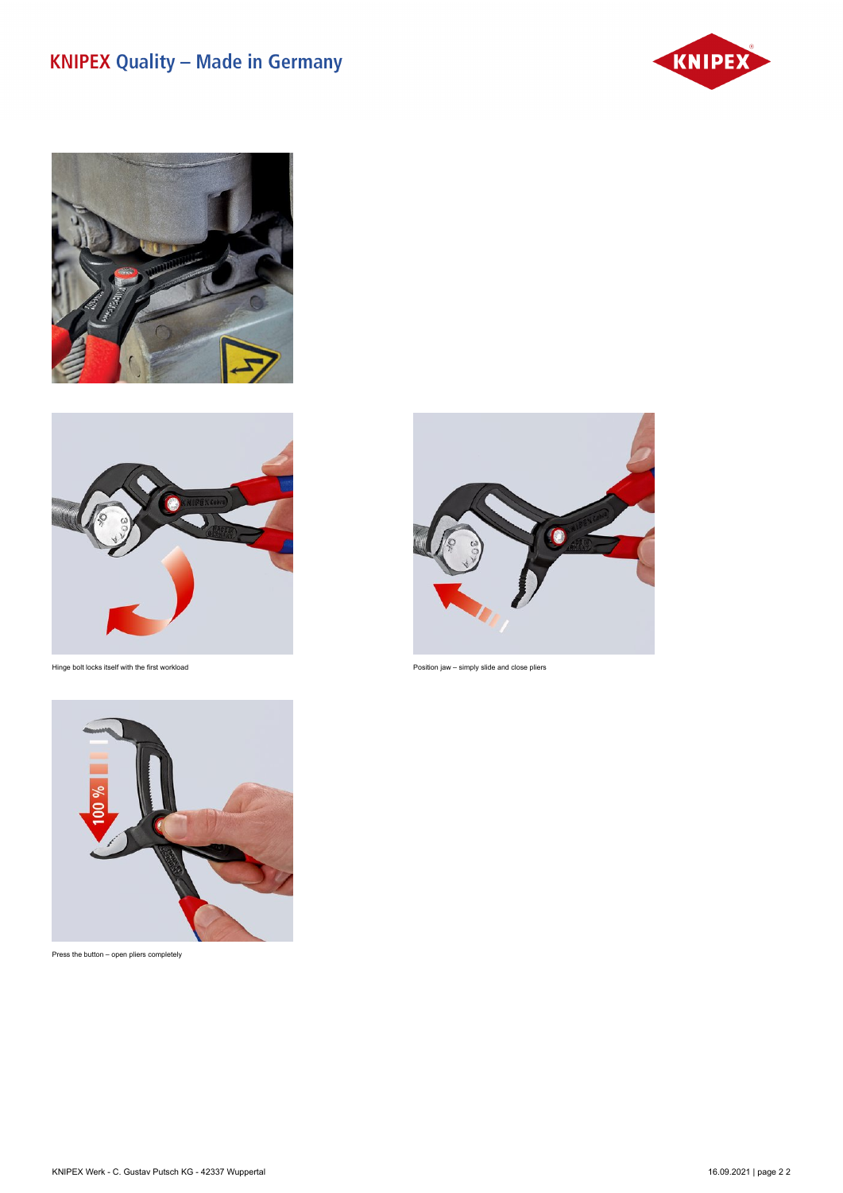Hinge bolt locks itself with the first workload

Position jaw – simply slide and close pliers

Press the button – open pliers completely